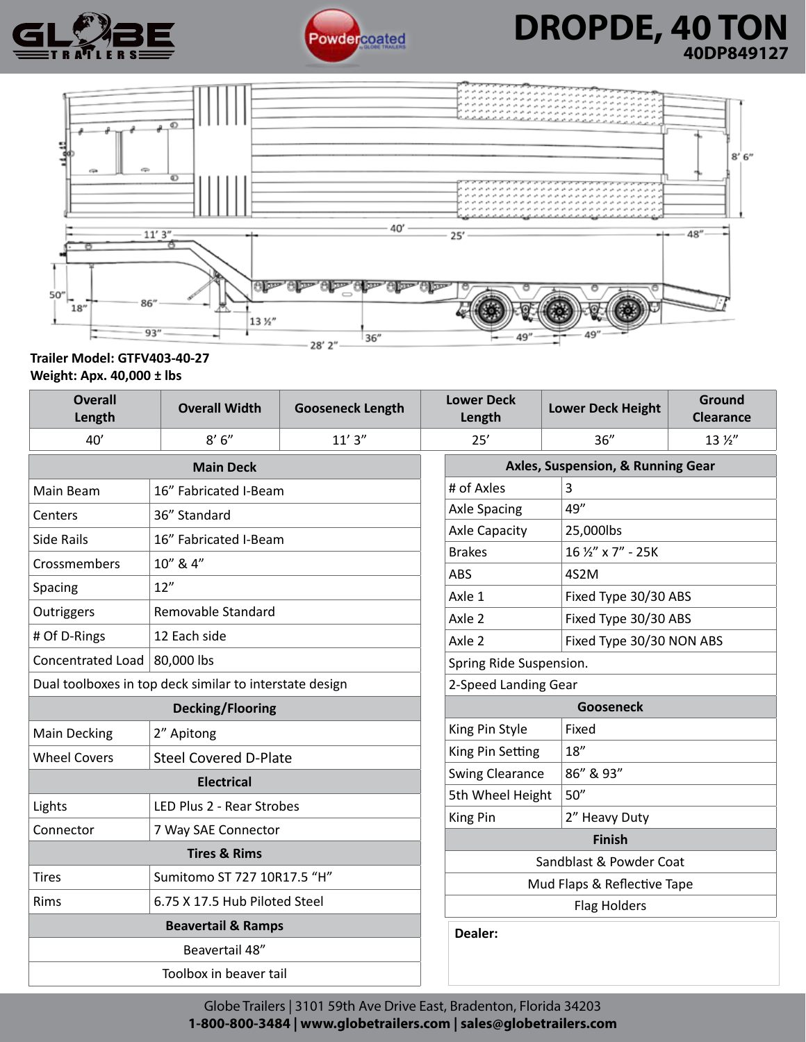# DROPDE, 40 TON

**40DP849127**

**Trailer Model: GTFV403-40-27**
**Weight: Apx. 40,000 ± lbs**

| Overall Length | Overall Width | Gooseneck Length | Lower Deck Length | Lower Deck Height | Ground Clearance |
|---|---|---|---|---|---|
| 40’ | 8’ 6” | 11’ 3” | 25’ | 36” | 13 ½” |

| Main Deck | |
|---|---|
| Main Beam | 16” Fabricated I-Beam |
| Centers | 36” Standard |
| Side Rails | 16” Fabricated I-Beam |
| Crossmembers | 10” & 4” |
| Spacing | 12” |
| Outriggers | Removable Standard |
| # Of D-Rings | 12 Each side |
| Concentrated Load | 80,000 lbs |
| Dual toolboxes in top deck similar to interstate design | |
| **Decking/Flooring** | |
| Main Decking | 2” Apitong |
| Wheel Covers | Steel Covered D-Plate |
| **Electrical** | |
| Lights | LED Plus 2 - Rear Strobes |
| Connector | 7 Way SAE Connector |
| **Tires & Rims** | |
| Tires | Sumitomo ST 727 10R17.5 “H” |
| Rims | 6.75 X 17.5 Hub Piloted Steel |
| **Beavertail & Ramps** | |
| Beavertail 48” | |
| Toolbox in beaver tail | |

| Axles, Suspension, & Running Gear | |
|---|---|
| # of Axles | 3 |
| Axle Spacing | 49” |
| Axle Capacity | 25,000lbs |
| Brakes | 16 ½” x 7” - 25K |
| ABS | 4S2M |
| Axle 1 | Fixed Type 30/30 ABS |
| Axle 2 | Fixed Type 30/30 ABS |
| Axle 2 | Fixed Type 30/30 NON ABS |
| Spring Ride Suspension. | |
| 2-Speed Landing Gear | |
| **Gooseneck** | |
| King Pin Style | Fixed |
| King Pin Setting | 18” |
| Swing Clearance | 86” & 93” |
| 5th Wheel Height | 50” |
| King Pin | 2” Heavy Duty |
| **Finish** | |
| Sandblast & Powder Coat | |
| Mud Flaps & Reflective Tape | |
| Flag Holders | |

**Dealer:**

Globe Trailers | 3101 59th Ave Drive East, Bradenton, Florida 34203
**1-800-800-3484 | www.globetrailers.com | sales@globetrailers.com**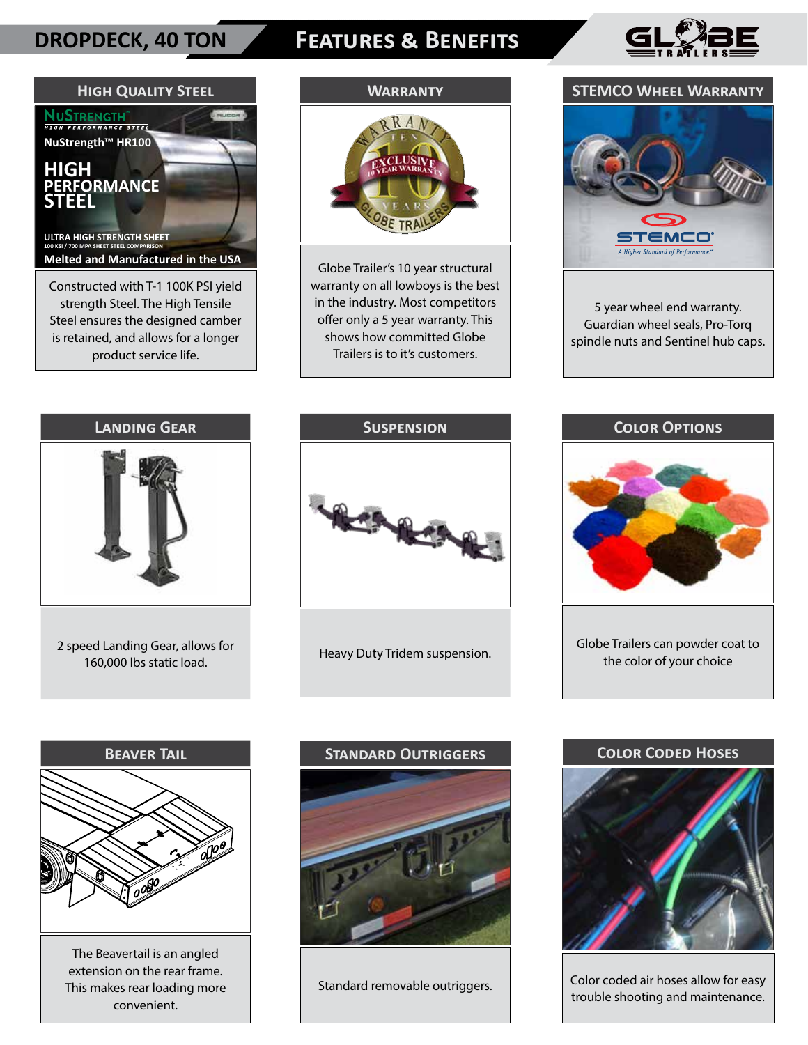# DROPDECK, 40 TON — FEATURES & BENEFITS

## High Quality Steel

NuStrength™ HR100

HIGH PERFORMANCE STEEL

ULTRA HIGH STRENGTH SHEET

100 KSI / 700 MPA SHEET STEEL COMPARISON

Melted and Manufactured in the USA

Constructed with T-1 100K PSI yield strength Steel. The High Tensile Steel ensures the designed camber is retained, and allows for a longer product service life.

## Warranty

Globe Trailer's 10 year structural warranty on all lowboys is the best in the industry. Most competitors offer only a 5 year warranty. This shows how committed Globe Trailers is to it's customers.

## Stemco Wheel Warranty

5 year wheel end warranty. Guardian wheel seals, Pro-Torq spindle nuts and Sentinel hub caps.

## Landing Gear

2 speed Landing Gear, allows for 160,000 lbs static load.

## Suspension

Heavy Duty Tridem suspension.

## Color Options

Globe Trailers can powder coat to the color of your choice

## Beaver Tail

The Beavertail is an angled extension on the rear frame. This makes rear loading more convenient.

## Standard Outriggers

Standard removable outriggers.

## Color Coded Hoses

Color coded air hoses allow for easy trouble shooting and maintenance.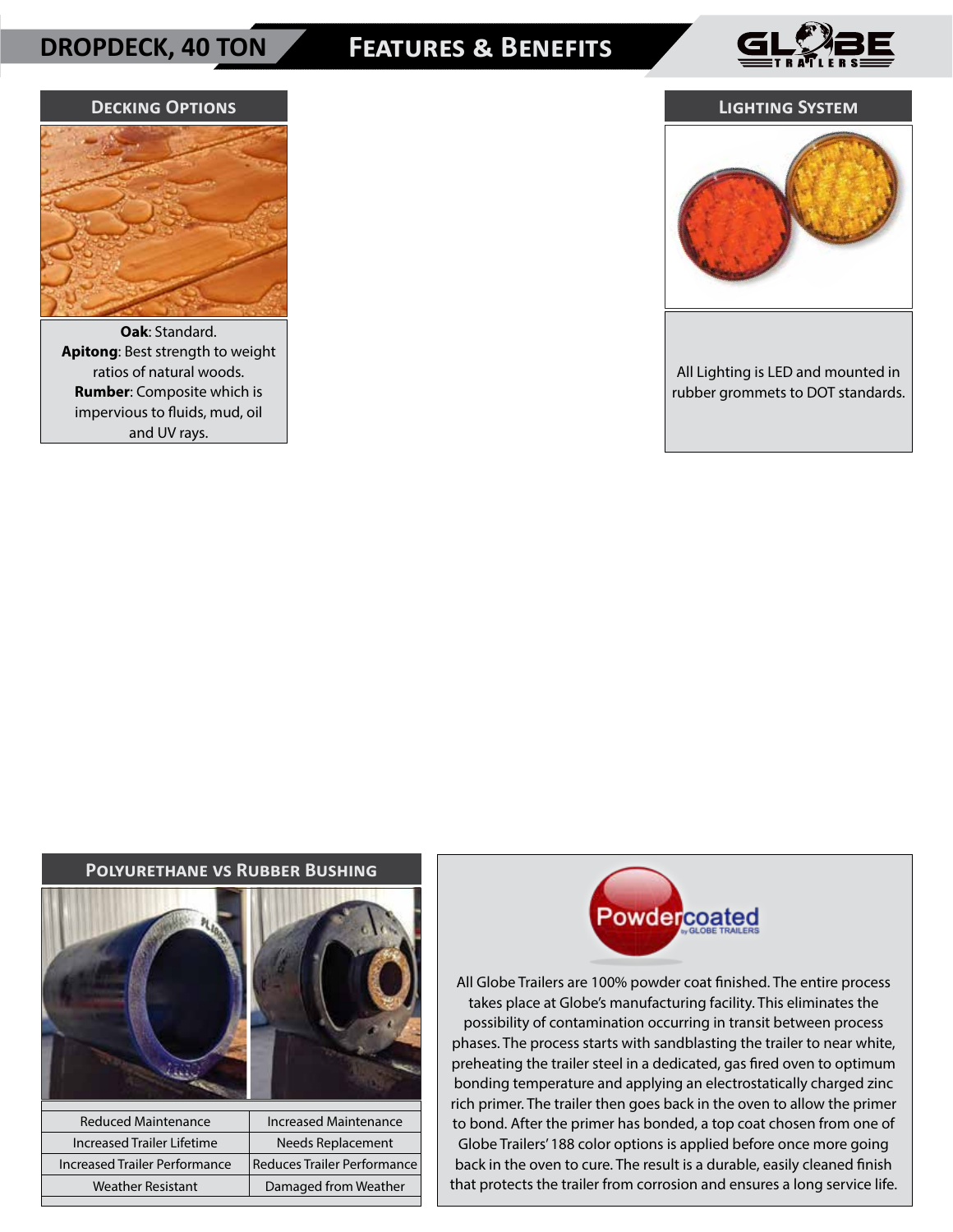# DROPDECK, 40 TON — FEATURES & BENEFITS

## Decking Options

**Oak**: Standard.
**Apitong**: Best strength to weight ratios of natural woods.
**Rumber**: Composite which is impervious to fluids, mud, oil and UV rays.

## Lighting System

All Lighting is LED and mounted in rubber grommets to DOT standards.

## Polyurethane vs Rubber Bushing

| | |
|---|---|
| Reduced Maintenance | Increased Maintenance |
| Increased Trailer Lifetime | Needs Replacement |
| Increased Trailer Performance | Reduces Trailer Performance |
| Weather Resistant | Damaged from Weather |

## Powdercoated by Globe Trailers

All Globe Trailers are 100% powder coat finished. The entire process takes place at Globe's manufacturing facility. This eliminates the possibility of contamination occurring in transit between process phases. The process starts with sandblasting the trailer to near white, preheating the trailer steel in a dedicated, gas fired oven to optimum bonding temperature and applying an electrostatically charged zinc rich primer. The trailer then goes back in the oven to allow the primer to bond. After the primer has bonded, a top coat chosen from one of Globe Trailers' 188 color options is applied before once more going back in the oven to cure. The result is a durable, easily cleaned finish that protects the trailer from corrosion and ensures a long service life.